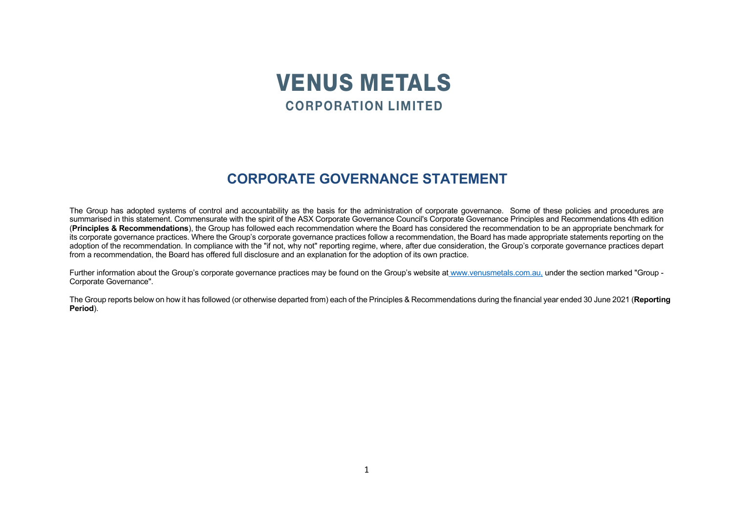# VENUS METALS

## CORPORATION LIMITED

## CORPORATE GOVERNANCE STATEMENT

The Group has adopted systems of control and accountability as the basis for the administration of corporate governance. Some of these policies and procedures are summarised in this statement. Commensurate with the spirit of the ASX Corporate Governance Council's Corporate Governance Principles and Recommendations 4th edition (**Principles & Recommendations**), the Group has followed each recommendation where the Board has considered the recommendation to be an appropriate benchmark for its corporate governance practices. Where the Group's corporate governance practices follow a recommendation, the Board has made appropriate statements reporting on the adoption of the recommendation. In compliance with the "if not, why not" reporting regime, where, after due consideration, the Group's corporate governance practices depart from a recommendation, the Board has offered full disclosure and an explanation for the adoption of its own practice.

Further information about the Group's corporate governance practices may be found on the Group's website at www.venusmetals.com.au, under the section marked "Group - Corporate Governance".

The Group reports below on how it has followed (or otherwise departed from) each of the Principles & Recommendations during the financial year ended 30 June 2021 (**Reporting Period**).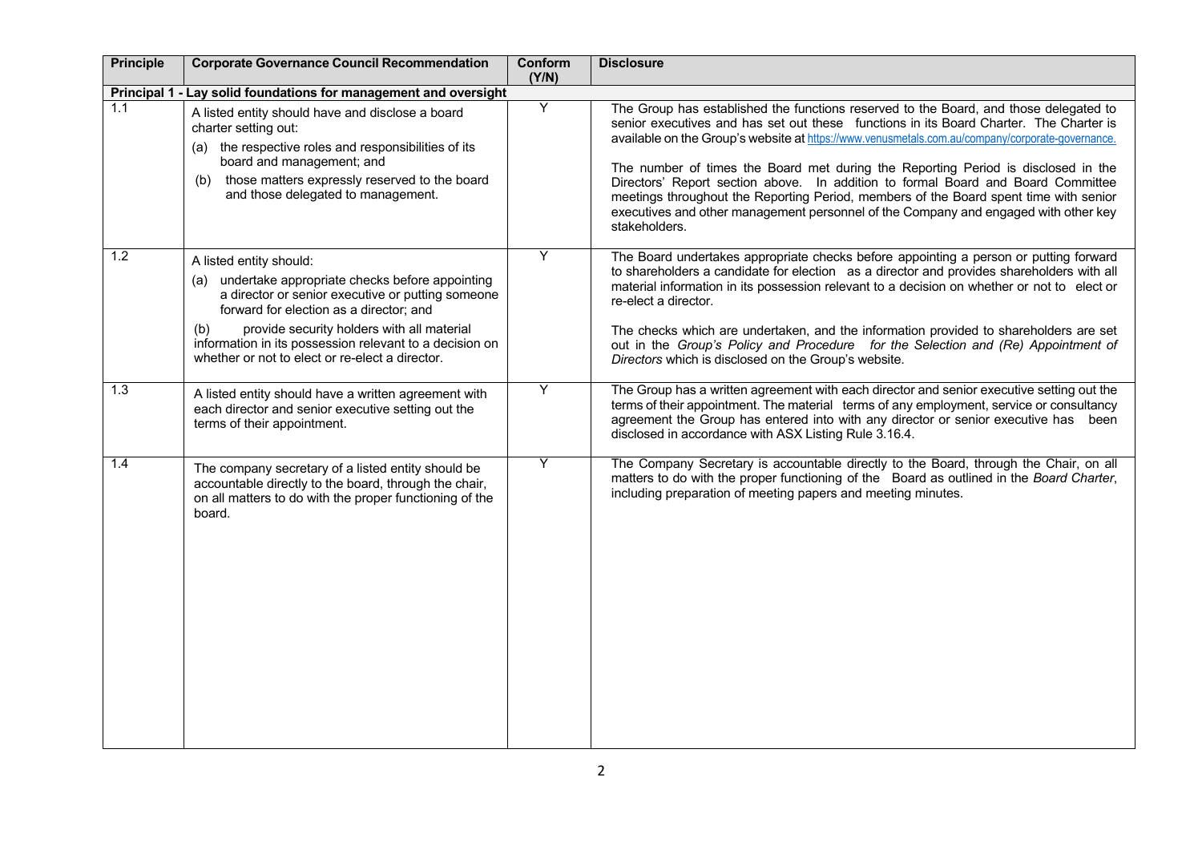| Principle | Corporate Governance Council Recommendation | Conform (Y/N) | Disclosure |
|---|---|---|---|
| **Principal 1 - Lay solid foundations for management and oversight** | | | |
| 1.1 | A listed entity should have and disclose a board charter setting out:<br>(a) the respective roles and responsibilities of its board and management; and<br>(b) those matters expressly reserved to the board and those delegated to management. | Y | The Group has established the functions reserved to the Board, and those delegated to senior executives and has set out these functions in its Board Charter. The Charter is available on the Group's website at https://www.venusmetals.com.au/company/corporate-governance.<br><br>The number of times the Board met during the Reporting Period is disclosed in the Directors' Report section above. In addition to formal Board and Board Committee meetings throughout the Reporting Period, members of the Board spent time with senior executives and other management personnel of the Company and engaged with other key stakeholders. |
| 1.2 | A listed entity should:<br>(a) undertake appropriate checks before appointing a director or senior executive or putting someone forward for election as a director; and<br>(b) provide security holders with all material information in its possession relevant to a decision on whether or not to elect or re-elect a director. | Y | The Board undertakes appropriate checks before appointing a person or putting forward to shareholders a candidate for election as a director and provides shareholders with all material information in its possession relevant to a decision on whether or not to elect or re-elect a director.<br><br>The checks which are undertaken, and the information provided to shareholders are set out in the *Group's Policy and Procedure for the Selection and (Re) Appointment of Directors* which is disclosed on the Group's website. |
| 1.3 | A listed entity should have a written agreement with each director and senior executive setting out the terms of their appointment. | Y | The Group has a written agreement with each director and senior executive setting out the terms of their appointment. The material terms of any employment, service or consultancy agreement the Group has entered into with any director or senior executive has been disclosed in accordance with ASX Listing Rule 3.16.4. |
| 1.4 | The company secretary of a listed entity should be accountable directly to the board, through the chair, on all matters to do with the proper functioning of the board. | Y | The Company Secretary is accountable directly to the Board, through the Chair, on all matters to do with the proper functioning of the Board as outlined in the *Board Charter*, including preparation of meeting papers and meeting minutes. |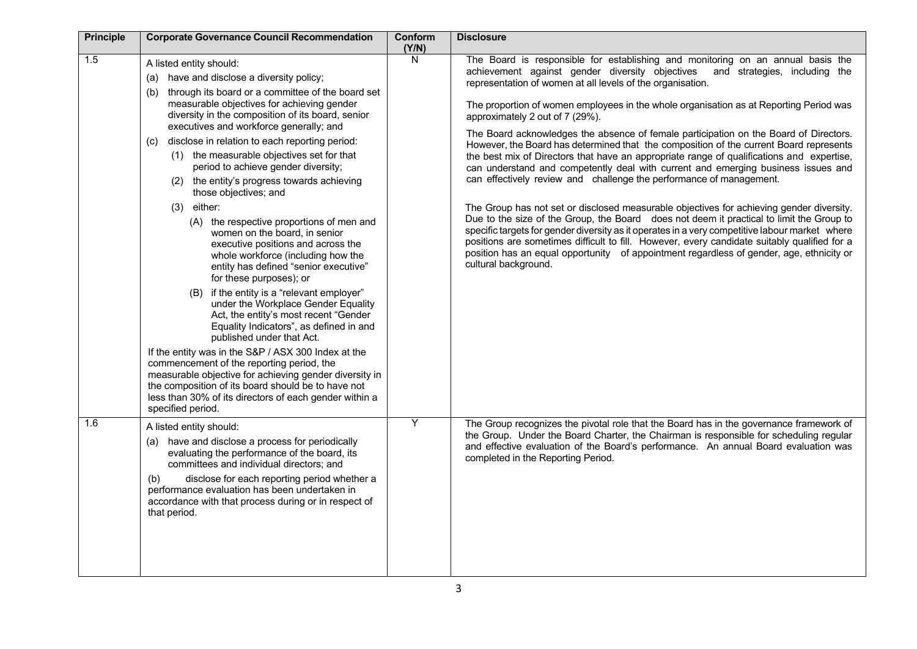| Principle | Corporate Governance Council Recommendation | Conform (Y/N) | Disclosure |
|---|---|---|---|
| 1.5 | A listed entity should:<br>(a) have and disclose a diversity policy;<br>(b) through its board or a committee of the board set measurable objectives for achieving gender diversity in the composition of its board, senior executives and workforce generally; and<br>(c) disclose in relation to each reporting period:<br>(1) the measurable objectives set for that period to achieve gender diversity;<br>(2) the entity's progress towards achieving those objectives; and<br>(3) either:<br>(A) the respective proportions of men and women on the board, in senior executive positions and across the whole workforce (including how the entity has defined "senior executive" for these purposes); or<br>(B) if the entity is a "relevant employer" under the Workplace Gender Equality Act, the entity's most recent "Gender Equality Indicators", as defined in and published under that Act.<br>If the entity was in the S&P / ASX 300 Index at the commencement of the reporting period, the measurable objective for achieving gender diversity in the composition of its board should be to have not less than 30% of its directors of each gender within a specified period. | N | The Board is responsible for establishing and monitoring on an annual basis the achievement against gender diversity objectives and strategies, including the representation of women at all levels of the organisation.<br><br>The proportion of women employees in the whole organisation as at Reporting Period was approximately 2 out of 7 (29%).<br><br>The Board acknowledges the absence of female participation on the Board of Directors. However, the Board has determined that the composition of the current Board represents the best mix of Directors that have an appropriate range of qualifications and expertise, can understand and competently deal with current and emerging business issues and can effectively review and challenge the performance of management.<br><br>The Group has not set or disclosed measurable objectives for achieving gender diversity. Due to the size of the Group, the Board does not deem it practical to limit the Group to specific targets for gender diversity as it operates in a very competitive labour market where positions are sometimes difficult to fill. However, every candidate suitably qualified for a position has an equal opportunity of appointment regardless of gender, age, ethnicity or cultural background. |
| 1.6 | A listed entity should:<br>(a) have and disclose a process for periodically evaluating the performance of the board, its committees and individual directors; and<br>(b) disclose for each reporting period whether a performance evaluation has been undertaken in accordance with that process during or in respect of that period. | Y | The Group recognizes the pivotal role that the Board has in the governance framework of the Group. Under the Board Charter, the Chairman is responsible for scheduling regular and effective evaluation of the Board's performance. An annual Board evaluation was completed in the Reporting Period. |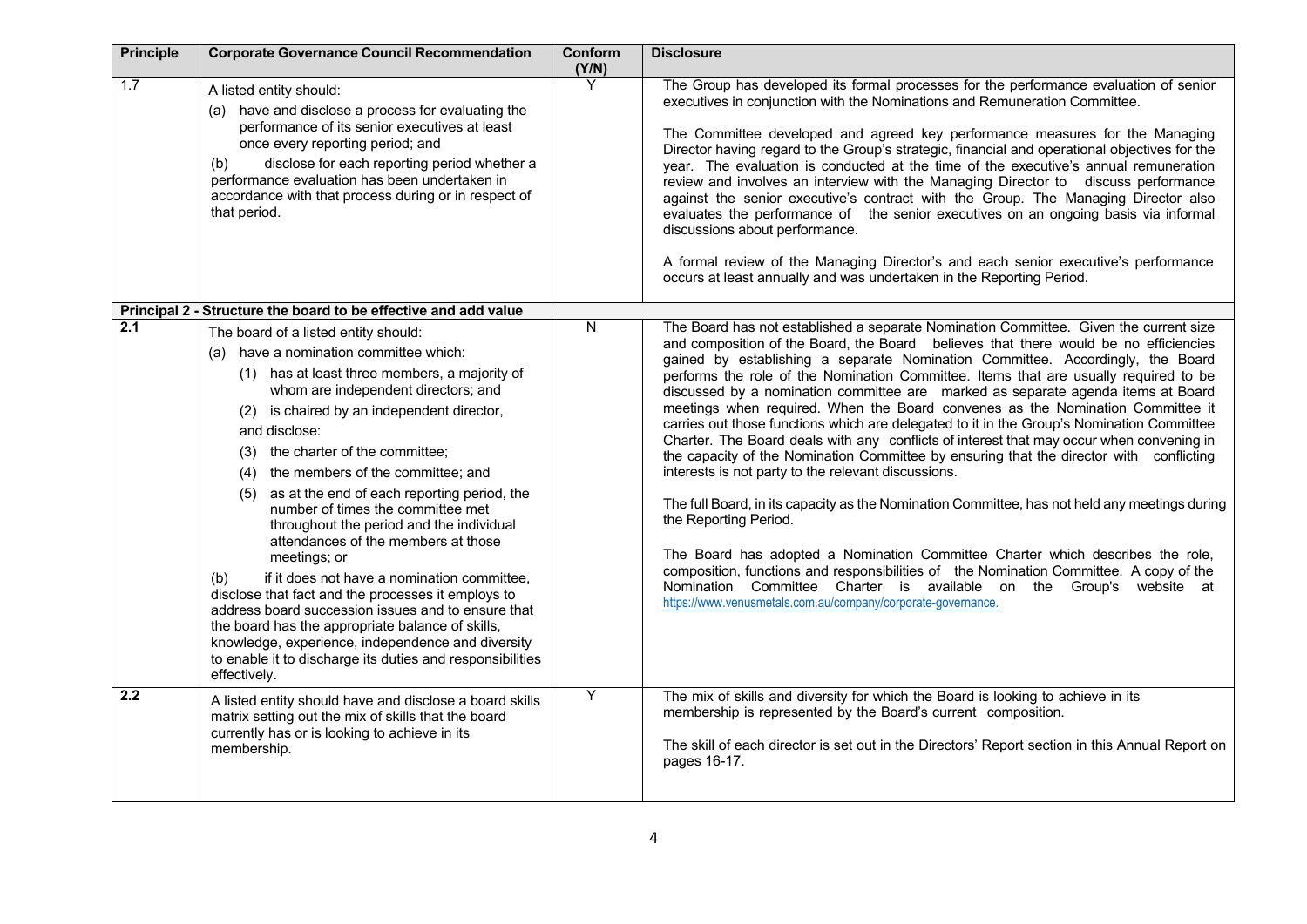| Principle | Corporate Governance Council Recommendation | Conform (Y/N) | Disclosure |
|---|---|---|---|
| 1.7 | A listed entity should:<br>(a) have and disclose a process for evaluating the performance of its senior executives at least once every reporting period; and<br>(b) disclose for each reporting period whether a performance evaluation has been undertaken in accordance with that process during or in respect of that period. | Y | The Group has developed its formal processes for the performance evaluation of senior executives in conjunction with the Nominations and Remuneration Committee.<br><br>The Committee developed and agreed key performance measures for the Managing Director having regard to the Group's strategic, financial and operational objectives for the year. The evaluation is conducted at the time of the executive's annual remuneration review and involves an interview with the Managing Director to discuss performance against the senior executive's contract with the Group. The Managing Director also evaluates the performance of the senior executives on an ongoing basis via informal discussions about performance.<br><br>A formal review of the Managing Director's and each senior executive's performance occurs at least annually and was undertaken in the Reporting Period. |
| **Principal 2 - Structure the board to be effective and add value** | | | |
| **2.1** | The board of a listed entity should:<br>(a) have a nomination committee which:<br>(1) has at least three members, a majority of whom are independent directors; and<br>(2) is chaired by an independent director,<br>and disclose:<br>(3) the charter of the committee;<br>(4) the members of the committee; and<br>(5) as at the end of each reporting period, the number of times the committee met throughout the period and the individual attendances of the members at those meetings; or<br>(b) if it does not have a nomination committee, disclose that fact and the processes it employs to address board succession issues and to ensure that the board has the appropriate balance of skills, knowledge, experience, independence and diversity to enable it to discharge its duties and responsibilities effectively. | N | The Board has not established a separate Nomination Committee. Given the current size and composition of the Board, the Board believes that there would be no efficiencies gained by establishing a separate Nomination Committee. Accordingly, the Board performs the role of the Nomination Committee. Items that are usually required to be discussed by a nomination committee are marked as separate agenda items at Board meetings when required. When the Board convenes as the Nomination Committee it carries out those functions which are delegated to it in the Group's Nomination Committee Charter. The Board deals with any conflicts of interest that may occur when convening in the capacity of the Nomination Committee by ensuring that the director with conflicting interests is not party to the relevant discussions.<br><br>The full Board, in its capacity as the Nomination Committee, has not held any meetings during the Reporting Period.<br><br>The Board has adopted a Nomination Committee Charter which describes the role, composition, functions and responsibilities of the Nomination Committee. A copy of the Nomination Committee Charter is available on the Group's website at https://www.venusmetals.com.au/company/corporate-governance. |
| **2.2** | A listed entity should have and disclose a board skills matrix setting out the mix of skills that the board currently has or is looking to achieve in its membership. | Y | The mix of skills and diversity for which the Board is looking to achieve in its membership is represented by the Board's current composition.<br><br>The skill of each director is set out in the Directors' Report section in this Annual Report on pages 16-17. |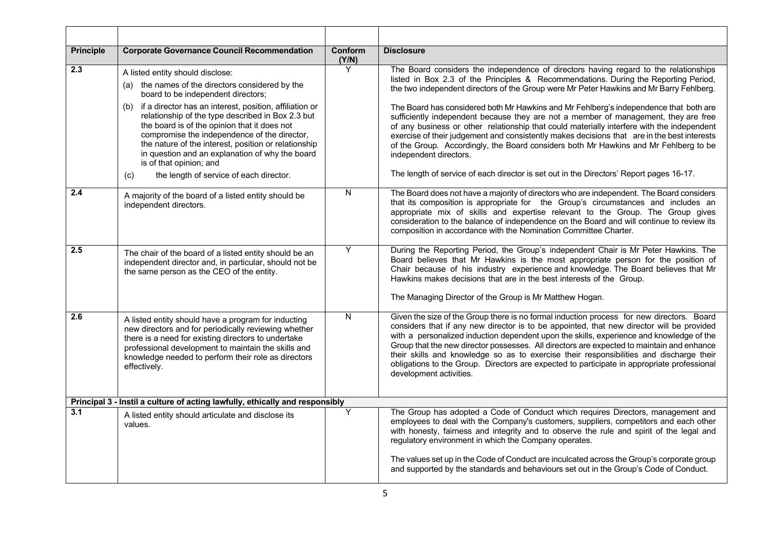| Principle | Corporate Governance Council Recommendation | Conform (Y/N) | Disclosure |
|---|---|---|---|
| 2.3 | A listed entity should disclose:<br>(a) the names of the directors considered by the board to be independent directors;<br>(b) if a director has an interest, position, affiliation or relationship of the type described in Box 2.3 but the board is of the opinion that it does not compromise the independence of the director, the nature of the interest, position or relationship in question and an explanation of why the board is of that opinion; and<br>(c) the length of service of each director. | Y | The Board considers the independence of directors having regard to the relationships listed in Box 2.3 of the Principles & Recommendations. During the Reporting Period, the two independent directors of the Group were Mr Peter Hawkins and Mr Barry Fehlberg.<br><br>The Board has considered both Mr Hawkins and Mr Fehlberg's independence that both are sufficiently independent because they are not a member of management, they are free of any business or other relationship that could materially interfere with the independent exercise of their judgement and consistently makes decisions that are in the best interests of the Group. Accordingly, the Board considers both Mr Hawkins and Mr Fehlberg to be independent directors.<br><br>The length of service of each director is set out in the Directors' Report pages 16-17. |
| 2.4 | A majority of the board of a listed entity should be independent directors. | N | The Board does not have a majority of directors who are independent. The Board considers that its composition is appropriate for the Group's circumstances and includes an appropriate mix of skills and expertise relevant to the Group. The Group gives consideration to the balance of independence on the Board and will continue to review its composition in accordance with the Nomination Committee Charter. |
| 2.5 | The chair of the board of a listed entity should be an independent director and, in particular, should not be the same person as the CEO of the entity. | Y | During the Reporting Period, the Group's independent Chair is Mr Peter Hawkins. The Board believes that Mr Hawkins is the most appropriate person for the position of Chair because of his industry experience and knowledge. The Board believes that Mr Hawkins makes decisions that are in the best interests of the Group.<br><br>The Managing Director of the Group is Mr Matthew Hogan. |
| 2.6 | A listed entity should have a program for inducting new directors and for periodically reviewing whether there is a need for existing directors to undertake professional development to maintain the skills and knowledge needed to perform their role as directors effectively. | N | Given the size of the Group there is no formal induction process for new directors. Board considers that if any new director is to be appointed, that new director will be provided with a personalized induction dependent upon the skills, experience and knowledge of the Group that the new director possesses. All directors are expected to maintain and enhance their skills and knowledge so as to exercise their responsibilities and discharge their obligations to the Group. Directors are expected to participate in appropriate professional development activities. |
| **Principal 3 - Instil a culture of acting lawfully, ethically and responsibly** | | | |
| 3.1 | A listed entity should articulate and disclose its values. | Y | The Group has adopted a Code of Conduct which requires Directors, management and employees to deal with the Company's customers, suppliers, competitors and each other with honesty, fairness and integrity and to observe the rule and spirit of the legal and regulatory environment in which the Company operates.<br><br>The values set up in the Code of Conduct are inculcated across the Group's corporate group and supported by the standards and behaviours set out in the Group's Code of Conduct. |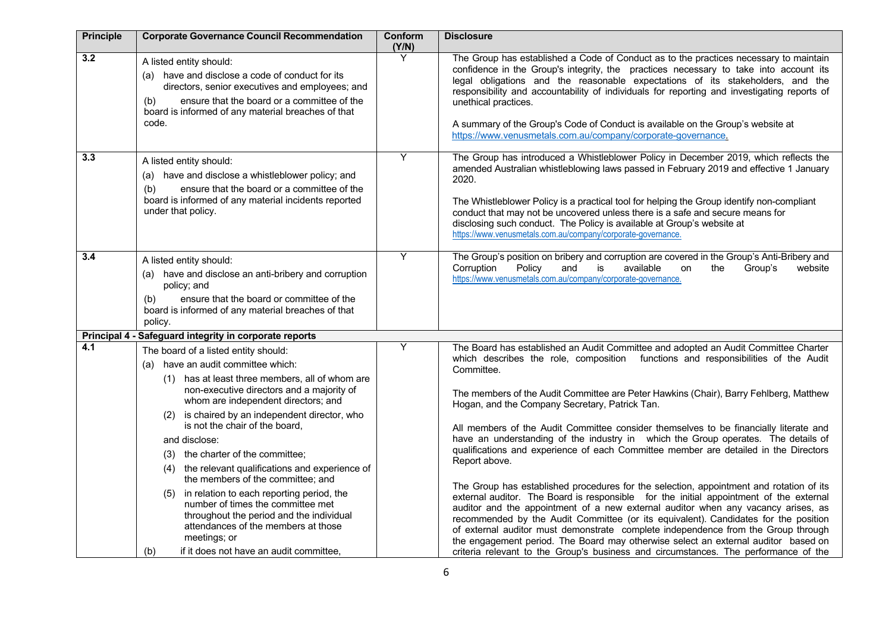| Principle | Corporate Governance Council Recommendation | Conform (Y/N) | Disclosure |
|---|---|---|---|
| 3.2 | A listed entity should:<br>(a) have and disclose a code of conduct for its directors, senior executives and employees; and<br>(b) ensure that the board or a committee of the board is informed of any material breaches of that code. | Y | The Group has established a Code of Conduct as to the practices necessary to maintain confidence in the Group's integrity, the practices necessary to take into account its legal obligations and the reasonable expectations of its stakeholders, and the responsibility and accountability of individuals for reporting and investigating reports of unethical practices.<br><br>A summary of the Group's Code of Conduct is available on the Group's website at https://www.venusmetals.com.au/company/corporate-governance. |
| 3.3 | A listed entity should:<br>(a) have and disclose a whistleblower policy; and<br>(b) ensure that the board or a committee of the board is informed of any material incidents reported under that policy. | Y | The Group has introduced a Whistleblower Policy in December 2019, which reflects the amended Australian whistleblowing laws passed in February 2019 and effective 1 January 2020.<br><br>The Whistleblower Policy is a practical tool for helping the Group identify non-compliant conduct that may not be uncovered unless there is a safe and secure means for disclosing such conduct. The Policy is available at Group's website at https://www.venusmetals.com.au/company/corporate-governance. |
| 3.4 | A listed entity should:<br>(a) have and disclose an anti-bribery and corruption policy; and<br>(b) ensure that the board or committee of the board is informed of any material breaches of that policy. | Y | The Group's position on bribery and corruption are covered in the Group's Anti-Bribery and Corruption Policy and is available on the Group's website https://www.venusmetals.com.au/company/corporate-governance. |
| **Principal 4 - Safeguard integrity in corporate reports** | | | |
| 4.1 | The board of a listed entity should:<br>(a) have an audit committee which:<br>(1) has at least three members, all of whom are non-executive directors and a majority of whom are independent directors; and<br>(2) is chaired by an independent director, who is not the chair of the board,<br>and disclose:<br>(3) the charter of the committee;<br>(4) the relevant qualifications and experience of the members of the committee; and<br>(5) in relation to each reporting period, the number of times the committee met throughout the period and the individual attendances of the members at those meetings; or<br>(b) if it does not have an audit committee, | Y | The Board has established an Audit Committee and adopted an Audit Committee Charter which describes the role, composition functions and responsibilities of the Audit Committee.<br><br>The members of the Audit Committee are Peter Hawkins (Chair), Barry Fehlberg, Matthew Hogan, and the Company Secretary, Patrick Tan.<br><br>All members of the Audit Committee consider themselves to be financially literate and have an understanding of the industry in which the Group operates. The details of qualifications and experience of each Committee member are detailed in the Directors Report above.<br><br>The Group has established procedures for the selection, appointment and rotation of its external auditor. The Board is responsible for the initial appointment of the external auditor and the appointment of a new external auditor when any vacancy arises, as recommended by the Audit Committee (or its equivalent). Candidates for the position of external auditor must demonstrate complete independence from the Group through the engagement period. The Board may otherwise select an external auditor based on criteria relevant to the Group's business and circumstances. The performance of the |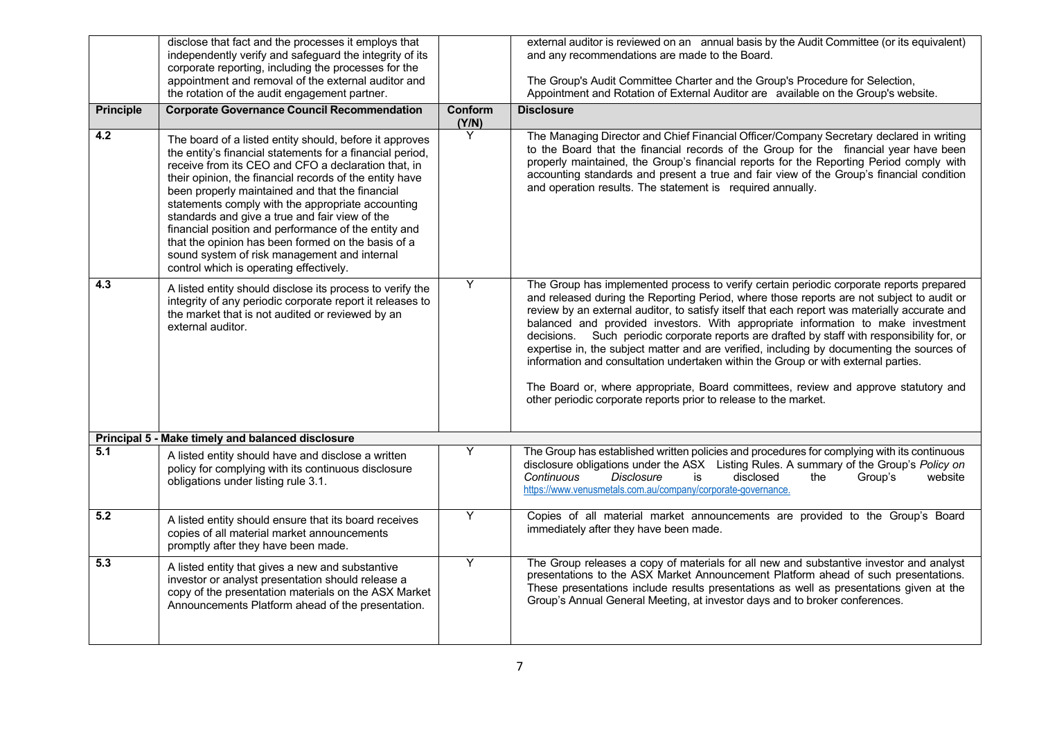| Principle | Corporate Governance Council Recommendation | Conform (Y/N) | Disclosure |
| --- | --- | --- | --- |
| | disclose that fact and the processes it employs that independently verify and safeguard the integrity of its corporate reporting, including the processes for the appointment and removal of the external auditor and the rotation of the audit engagement partner. | | external auditor is reviewed on an annual basis by the Audit Committee (or its equivalent) and any recommendations are made to the Board.<br><br>The Group's Audit Committee Charter and the Group's Procedure for Selection, Appointment and Rotation of External Auditor are available on the Group's website. |
| 4.2 | The board of a listed entity should, before it approves the entity's financial statements for a financial period, receive from its CEO and CFO a declaration that, in their opinion, the financial records of the entity have been properly maintained and that the financial statements comply with the appropriate accounting standards and give a true and fair view of the financial position and performance of the entity and that the opinion has been formed on the basis of a sound system of risk management and internal control which is operating effectively. | Y | The Managing Director and Chief Financial Officer/Company Secretary declared in writing to the Board that the financial records of the Group for the financial year have been properly maintained, the Group's financial reports for the Reporting Period comply with accounting standards and present a true and fair view of the Group's financial condition and operation results. The statement is required annually. |
| 4.3 | A listed entity should disclose its process to verify the integrity of any periodic corporate report it releases to the market that is not audited or reviewed by an external auditor. | Y | The Group has implemented process to verify certain periodic corporate reports prepared and released during the Reporting Period, where those reports are not subject to audit or review by an external auditor, to satisfy itself that each report was materially accurate and balanced and provided investors. With appropriate information to make investment decisions. Such periodic corporate reports are drafted by staff with responsibility for, or expertise in, the subject matter and are verified, including by documenting the sources of information and consultation undertaken within the Group or with external parties.<br><br>The Board or, where appropriate, Board committees, review and approve statutory and other periodic corporate reports prior to release to the market. |
| **Principal 5 - Make timely and balanced disclosure** | | | |
| 5.1 | A listed entity should have and disclose a written policy for complying with its continuous disclosure obligations under listing rule 3.1. | Y | The Group has established written policies and procedures for complying with its continuous disclosure obligations under the ASX Listing Rules. A summary of the Group's *Policy on Continuous Disclosure* is disclosed the Group's website https://www.venusmetals.com.au/company/corporate-governance. |
| 5.2 | A listed entity should ensure that its board receives copies of all material market announcements promptly after they have been made. | Y | Copies of all material market announcements are provided to the Group's Board immediately after they have been made. |
| 5.3 | A listed entity that gives a new and substantive investor or analyst presentation should release a copy of the presentation materials on the ASX Market Announcements Platform ahead of the presentation. | Y | The Group releases a copy of materials for all new and substantive investor and analyst presentations to the ASX Market Announcement Platform ahead of such presentations. These presentations include results presentations as well as presentations given at the Group's Annual General Meeting, at investor days and to broker conferences. |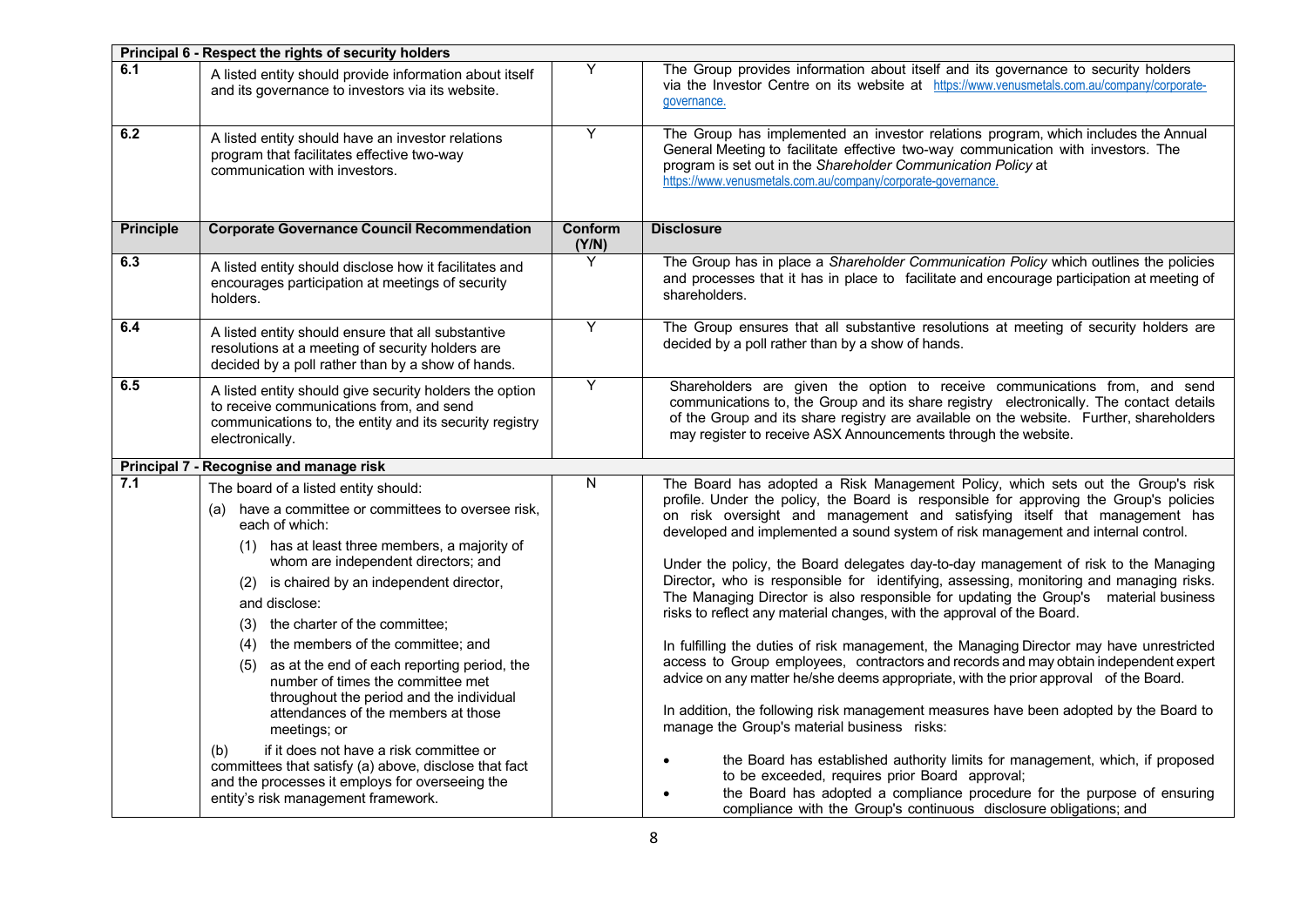| Principle | Corporate Governance Council Recommendation | Conform (Y/N) | Disclosure |
|---|---|---|---|
| **Principal 6 - Respect the rights of security holders** | | | |
| 6.1 | A listed entity should provide information about itself and its governance to investors via its website. | Y | The Group provides information about itself and its governance to security holders via the Investor Centre on its website at https://www.venusmetals.com.au/company/corporate-governance. |
| 6.2 | A listed entity should have an investor relations program that facilitates effective two-way communication with investors. | Y | The Group has implemented an investor relations program, which includes the Annual General Meeting to facilitate effective two-way communication with investors. The program is set out in the *Shareholder Communication Policy* at https://www.venusmetals.com.au/company/corporate-governance. |
| 6.3 | A listed entity should disclose how it facilitates and encourages participation at meetings of security holders. | Y | The Group has in place a *Shareholder Communication Policy* which outlines the policies and processes that it has in place to facilitate and encourage participation at meeting of shareholders. |
| 6.4 | A listed entity should ensure that all substantive resolutions at a meeting of security holders are decided by a poll rather than by a show of hands. | Y | The Group ensures that all substantive resolutions at meeting of security holders are decided by a poll rather than by a show of hands. |
| 6.5 | A listed entity should give security holders the option to receive communications from, and send communications to, the entity and its security registry electronically. | Y | Shareholders are given the option to receive communications from, and send communications to, the Group and its share registry electronically. The contact details of the Group and its share registry are available on the website. Further, shareholders may register to receive ASX Announcements through the website. |
| **Principal 7 - Recognise and manage risk** | | | |
| 7.1 | The board of a listed entity should:<br>(a) have a committee or committees to oversee risk, each of which:<br>(1) has at least three members, a majority of whom are independent directors; and<br>(2) is chaired by an independent director,<br>and disclose:<br>(3) the charter of the committee;<br>(4) the members of the committee; and<br>(5) as at the end of each reporting period, the number of times the committee met throughout the period and the individual attendances of the members at those meetings; or<br>(b) if it does not have a risk committee or committees that satisfy (a) above, disclose that fact and the processes it employs for overseeing the entity's risk management framework. | N | The Board has adopted a Risk Management Policy, which sets out the Group's risk profile. Under the policy, the Board is responsible for approving the Group's policies on risk oversight and management and satisfying itself that management has developed and implemented a sound system of risk management and internal control.<br><br>Under the policy, the Board delegates day-to-day management of risk to the Managing Director, who is responsible for identifying, assessing, monitoring and managing risks. The Managing Director is also responsible for updating the Group's material business risks to reflect any material changes, with the approval of the Board.<br><br>In fulfilling the duties of risk management, the Managing Director may have unrestricted access to Group employees, contractors and records and may obtain independent expert advice on any matter he/she deems appropriate, with the prior approval of the Board.<br><br>In addition, the following risk management measures have been adopted by the Board to manage the Group's material business risks:<br>• the Board has established authority limits for management, which, if proposed to be exceeded, requires prior Board approval;<br>• the Board has adopted a compliance procedure for the purpose of ensuring compliance with the Group's continuous disclosure obligations; and |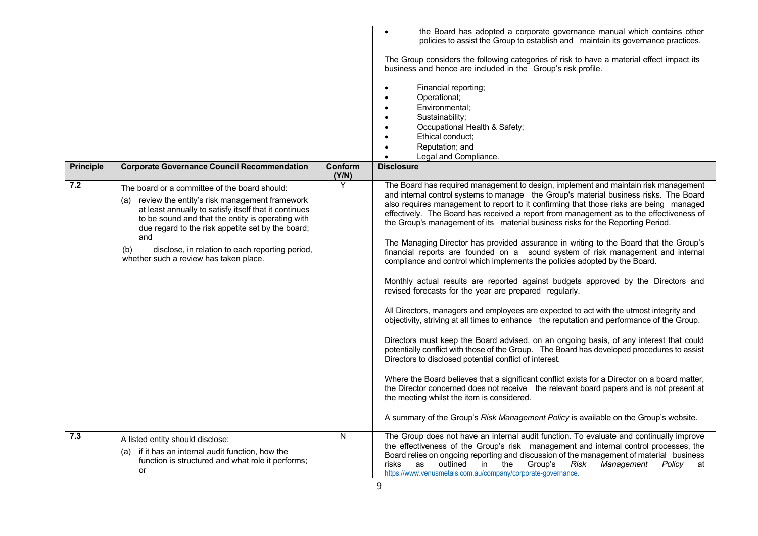| | | | • the Board has adopted a corporate governance manual which contains other policies to assist the Group to establish and maintain its governance practices.<br><br>The Group considers the following categories of risk to have a material effect impact its business and hence are included in the Group's risk profile.<br><br>• Financial reporting;<br>• Operational;<br>• Environmental;<br>• Sustainability;<br>• Occupational Health & Safety;<br>• Ethical conduct;<br>• Reputation; and<br>• Legal and Compliance. |
|---|---|---|---|
| **Principle** | **Corporate Governance Council Recommendation** | **Conform (Y/N)** | **Disclosure** |
| **7.2** | The board or a committee of the board should:<br>(a) review the entity's risk management framework at least annually to satisfy itself that it continues to be sound and that the entity is operating with due regard to the risk appetite set by the board; and<br>(b) disclose, in relation to each reporting period, whether such a review has taken place. | Y | The Board has required management to design, implement and maintain risk management and internal control systems to manage the Group's material business risks. The Board also requires management to report to it confirming that those risks are being managed effectively. The Board has received a report from management as to the effectiveness of the Group's management of its material business risks for the Reporting Period.<br><br>The Managing Director has provided assurance in writing to the Board that the Group's financial reports are founded on a sound system of risk management and internal compliance and control which implements the policies adopted by the Board.<br><br>Monthly actual results are reported against budgets approved by the Directors and revised forecasts for the year are prepared regularly.<br><br>All Directors, managers and employees are expected to act with the utmost integrity and objectivity, striving at all times to enhance the reputation and performance of the Group.<br><br>Directors must keep the Board advised, on an ongoing basis, of any interest that could potentially conflict with those of the Group. The Board has developed procedures to assist Directors to disclosed potential conflict of interest.<br><br>Where the Board believes that a significant conflict exists for a Director on a board matter, the Director concerned does not receive the relevant board papers and is not present at the meeting whilst the item is considered.<br><br>A summary of the Group's *Risk Management Policy* is available on the Group's website. |
| **7.3** | A listed entity should disclose:<br>(a) if it has an internal audit function, how the function is structured and what role it performs; or | N | The Group does not have an internal audit function. To evaluate and continually improve the effectiveness of the Group's risk management and internal control processes, the Board relies on ongoing reporting and discussion of the management of material business risks as outlined in the Group's *Risk Management Policy* at https://www.venusmetals.com.au/company/corporate-governance. |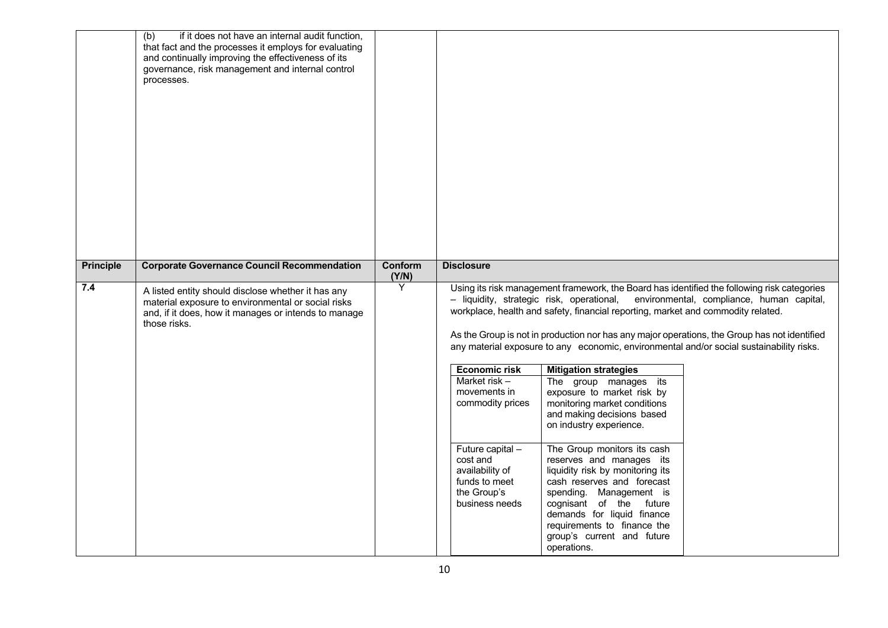| Principle | Corporate Governance Council Recommendation | Conform (Y/N) | Disclosure |
|---|---|---|---|
| | (b) if it does not have an internal audit function, that fact and the processes it employs for evaluating and continually improving the effectiveness of its governance, risk management and internal control processes. | | |
| **7.4** | A listed entity should disclose whether it has any material exposure to environmental or social risks and, if it does, how it manages or intends to manage those risks. | Y | Using its risk management framework, the Board has identified the following risk categories – liquidity, strategic risk, operational, environmental, compliance, human capital, workplace, health and safety, financial reporting, market and commodity related.<br><br>As the Group is not in production nor has any major operations, the Group has not identified any material exposure to any economic, environmental and/or social sustainability risks. |

| Economic risk | Mitigation strategies |
|---|---|
| Market risk – movements in commodity prices | The group manages its exposure to market risk by monitoring market conditions and making decisions based on industry experience. |
| Future capital – cost and availability of funds to meet the Group's business needs | The Group monitors its cash reserves and manages its liquidity risk by monitoring its cash reserves and forecast spending. Management is cognisant of the future demands for liquid finance requirements to finance the group's current and future operations. |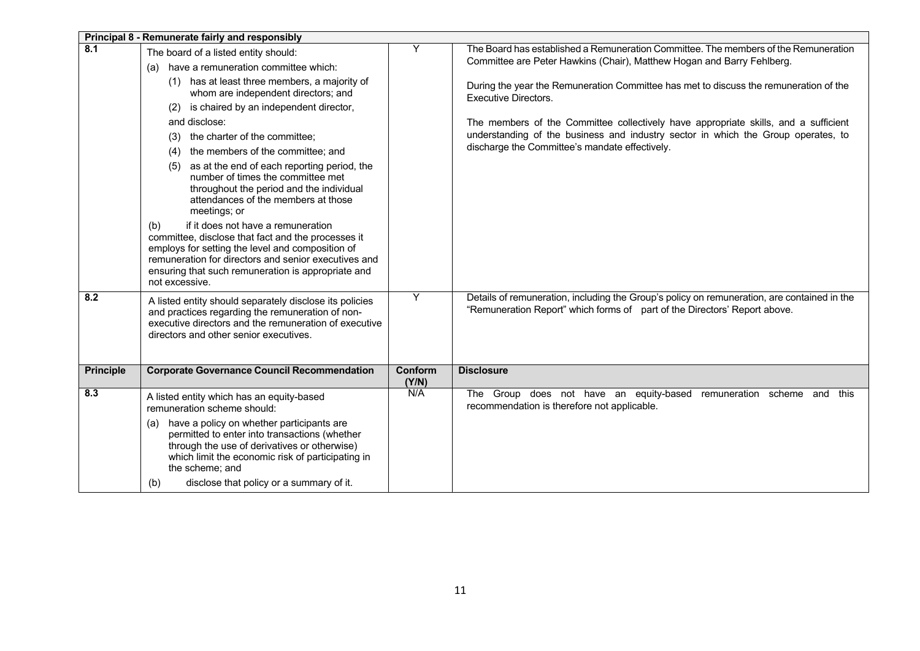| Principle | Corporate Governance Council Recommendation | Conform (Y/N) | Disclosure |
| --- | --- | --- | --- |
| **Principal 8 - Remunerate fairly and responsibly** | | | |
| **8.1** | The board of a listed entity should:<br>(a) have a remuneration committee which:<br>(1) has at least three members, a majority of whom are independent directors; and<br>(2) is chaired by an independent director,<br>and disclose:<br>(3) the charter of the committee;<br>(4) the members of the committee; and<br>(5) as at the end of each reporting period, the number of times the committee met throughout the period and the individual attendances of the members at those meetings; or<br>(b) if it does not have a remuneration committee, disclose that fact and the processes it employs for setting the level and composition of remuneration for directors and senior executives and ensuring that such remuneration is appropriate and not excessive. | Y | The Board has established a Remuneration Committee. The members of the Remuneration Committee are Peter Hawkins (Chair), Matthew Hogan and Barry Fehlberg.<br><br>During the year the Remuneration Committee has met to discuss the remuneration of the Executive Directors.<br><br>The members of the Committee collectively have appropriate skills, and a sufficient understanding of the business and industry sector in which the Group operates, to discharge the Committee's mandate effectively. |
| **8.2** | A listed entity should separately disclose its policies and practices regarding the remuneration of non-executive directors and the remuneration of executive directors and other senior executives. | Y | Details of remuneration, including the Group's policy on remuneration, are contained in the "Remuneration Report" which forms of part of the Directors' Report above. |
| **8.3** | A listed entity which has an equity-based remuneration scheme should:<br>(a) have a policy on whether participants are permitted to enter into transactions (whether through the use of derivatives or otherwise) which limit the economic risk of participating in the scheme; and<br>(b) disclose that policy or a summary of it. | N/A | The Group does not have an equity-based remuneration scheme and this recommendation is therefore not applicable. |